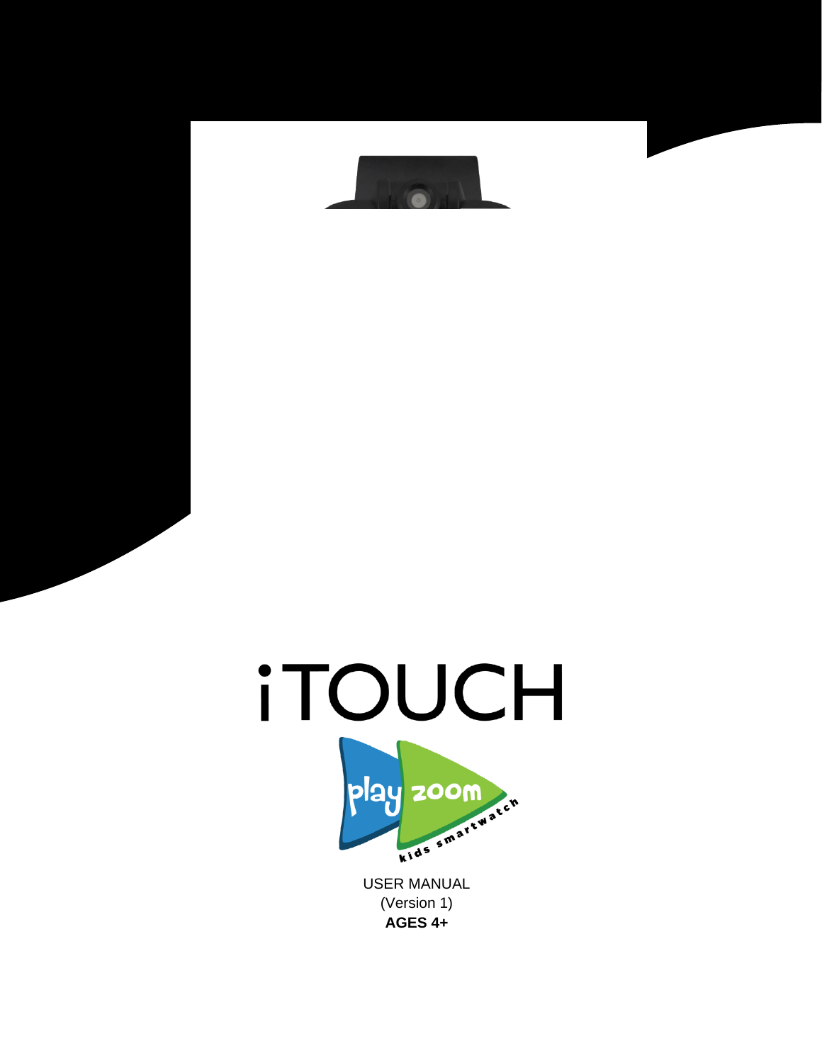# iTOUCH

play zoom

kids smartwatch

USER MANUAL

(Version 1)

**AGES 4+**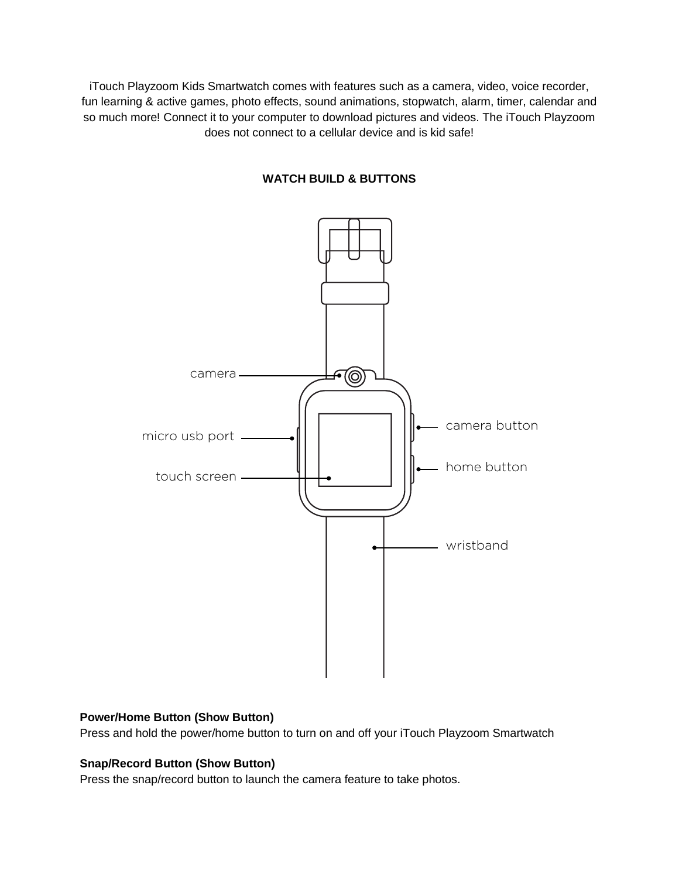iTouch Playzoom Kids Smartwatch comes with features such as a camera, video, voice recorder, fun learning & active games, photo effects, sound animations, stopwatch, alarm, timer, calendar and so much more! Connect it to your computer to download pictures and videos. The iTouch Playzoom does not connect to a cellular device and is kid safe!

**WATCH BUILD & BUTTONS**

camera

micro usb port

touch screen

camera button

home button

wristband

**Power/Home Button (Show Button)**

Press and hold the power/home button to turn on and off your iTouch Playzoom Smartwatch

**Snap/Record Button (Show Button)**

Press the snap/record button to launch the camera feature to take photos.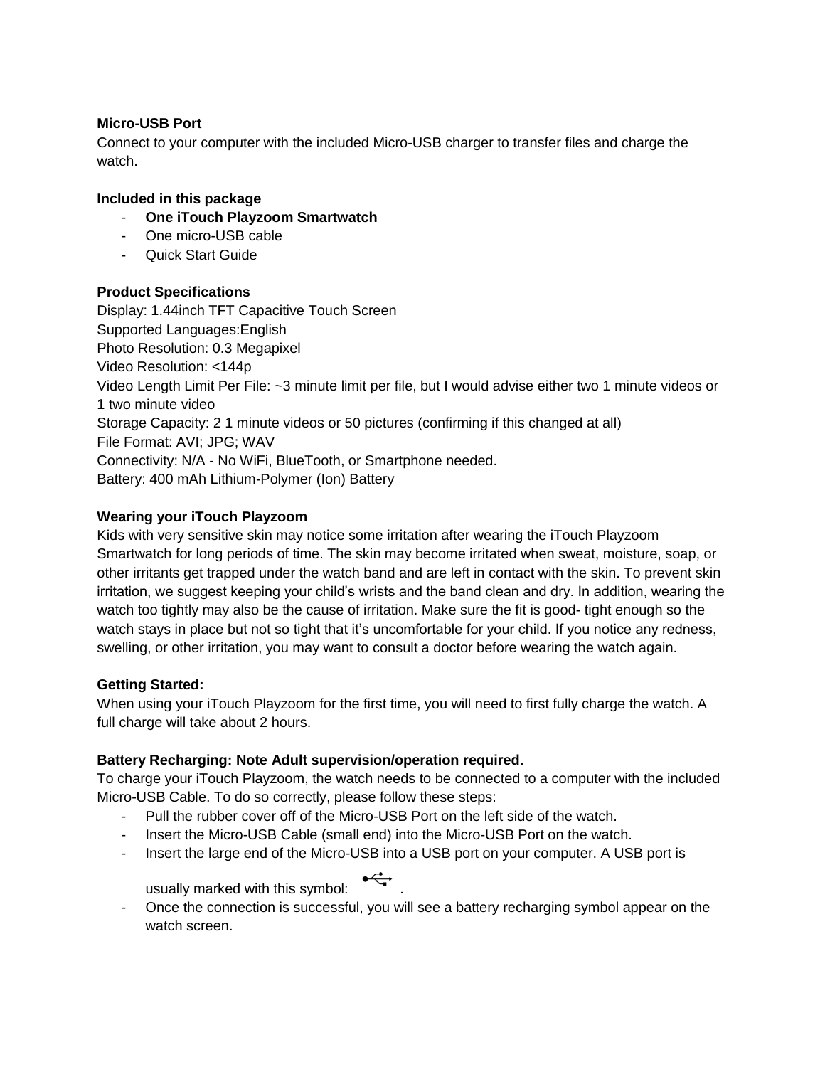**Micro-USB Port**
Connect to your computer with the included Micro-USB charger to transfer files and charge the watch.

**Included in this package**
- **One iTouch Playzoom Smartwatch**
- One micro-USB cable
- Quick Start Guide

**Product Specifications**
Display: 1.44inch TFT Capacitive Touch Screen
Supported Languages:English
Photo Resolution: 0.3 Megapixel
Video Resolution: <144p
Video Length Limit Per File: ~3 minute limit per file, but I would advise either two 1 minute videos or 1 two minute video
Storage Capacity: 2 1 minute videos or 50 pictures (confirming if this changed at all)
File Format: AVI; JPG; WAV
Connectivity: N/A - No WiFi, BlueTooth, or Smartphone needed.
Battery: 400 mAh Lithium-Polymer (Ion) Battery

**Wearing your iTouch Playzoom**
Kids with very sensitive skin may notice some irritation after wearing the iTouch Playzoom Smartwatch for long periods of time. The skin may become irritated when sweat, moisture, soap, or other irritants get trapped under the watch band and are left in contact with the skin. To prevent skin irritation, we suggest keeping your child's wrists and the band clean and dry. In addition, wearing the watch too tightly may also be the cause of irritation. Make sure the fit is good- tight enough so the watch stays in place but not so tight that it's uncomfortable for your child. If you notice any redness, swelling, or other irritation, you may want to consult a doctor before wearing the watch again.

**Getting Started:**
When using your iTouch Playzoom for the first time, you will need to first fully charge the watch. A full charge will take about 2 hours.

**Battery Recharging: Note Adult supervision/operation required.**
To charge your iTouch Playzoom, the watch needs to be connected to a computer with the included Micro-USB Cable. To do so correctly, please follow these steps:
- Pull the rubber cover off of the Micro-USB Port on the left side of the watch.
- Insert the Micro-USB Cable (small end) into the Micro-USB Port on the watch.
- Insert the large end of the Micro-USB into a USB port on your computer. A USB port is usually marked with this symbol: .
- Once the connection is successful, you will see a battery recharging symbol appear on the watch screen.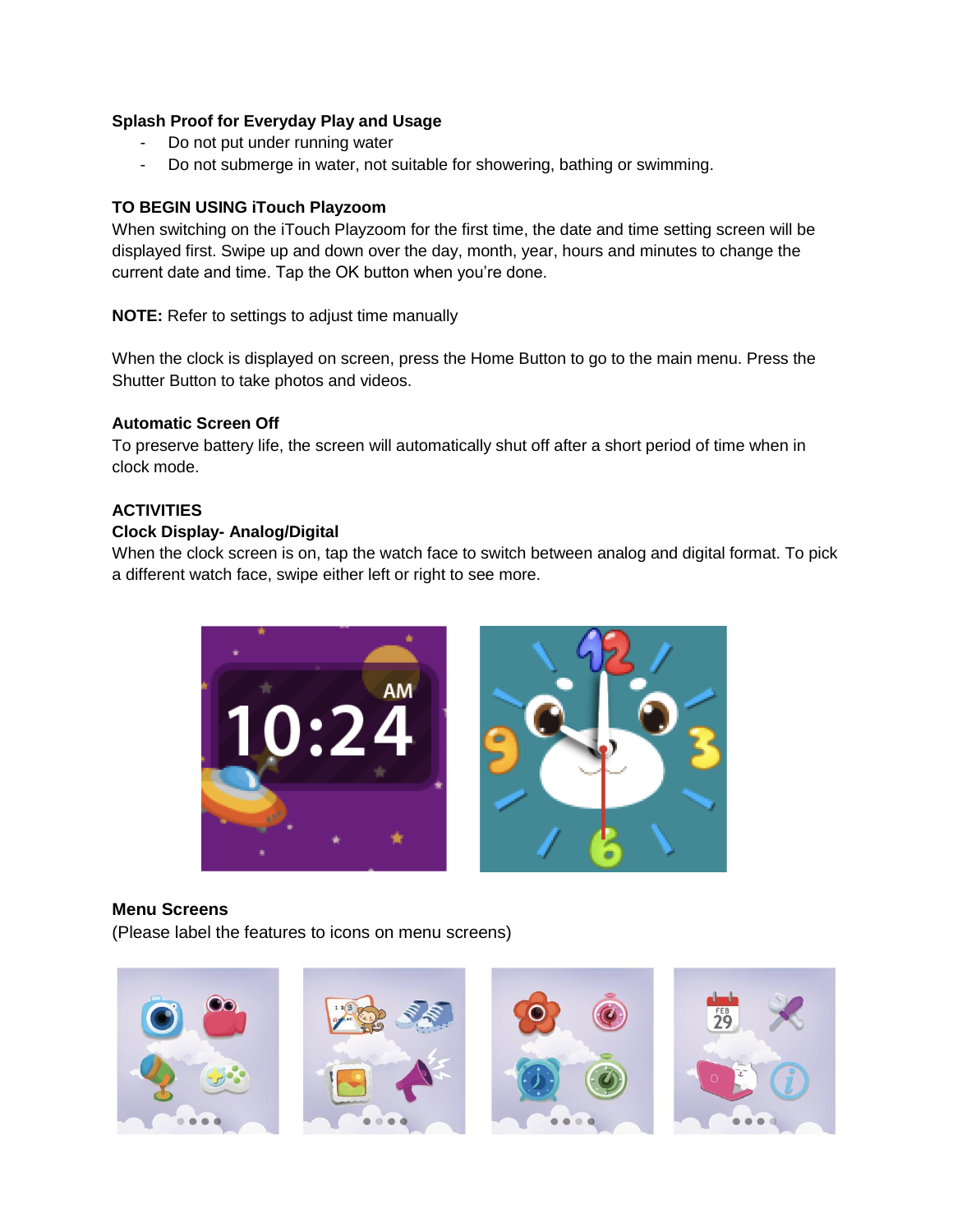**Splash Proof for Everyday Play and Usage**

- Do not put under running water
- Do not submerge in water, not suitable for showering, bathing or swimming.

**TO BEGIN USING iTouch Playzoom**

When switching on the iTouch Playzoom for the first time, the date and time setting screen will be displayed first. Swipe up and down over the day, month, year, hours and minutes to change the current date and time. Tap the OK button when you're done.

**NOTE:** Refer to settings to adjust time manually

When the clock is displayed on screen, press the Home Button to go to the main menu. Press the Shutter Button to take photos and videos.

**Automatic Screen Off**

To preserve battery life, the screen will automatically shut off after a short period of time when in clock mode.

**ACTIVITIES**

**Clock Display- Analog/Digital**

When the clock screen is on, tap the watch face to switch between analog and digital format. To pick a different watch face, swipe either left or right to see more.

**Menu Screens**

(Please label the features to icons on menu screens)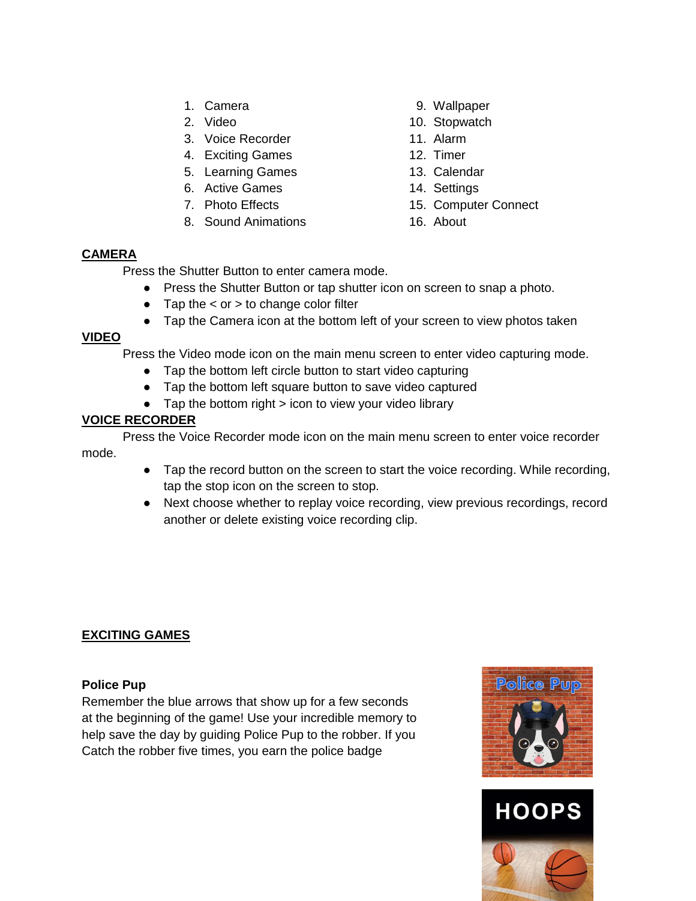1. Camera
2. Video
3. Voice Recorder
4. Exciting Games
5. Learning Games
6. Active Games
7. Photo Effects
8. Sound Animations
9. Wallpaper
10. Stopwatch
11. Alarm
12. Timer
13. Calendar
14. Settings
15. Computer Connect
16. About

**CAMERA**

Press the Shutter Button to enter camera mode.

- Press the Shutter Button or tap shutter icon on screen to snap a photo.
- Tap the < or > to change color filter
- Tap the Camera icon at the bottom left of your screen to view photos taken

**VIDEO**

Press the Video mode icon on the main menu screen to enter video capturing mode.

- Tap the bottom left circle button to start video capturing
- Tap the bottom left square button to save video captured
- Tap the bottom right > icon to view your video library

**VOICE RECORDER**

Press the Voice Recorder mode icon on the main menu screen to enter voice recorder mode.

- Tap the record button on the screen to start the voice recording. While recording, tap the stop icon on the screen to stop.
- Next choose whether to replay voice recording, view previous recordings, record another or delete existing voice recording clip.

**EXCITING GAMES**

**Police Pup**

Remember the blue arrows that show up for a few seconds at the beginning of the game! Use your incredible memory to help save the day by guiding Police Pup to the robber. If you Catch the robber five times, you earn the police badge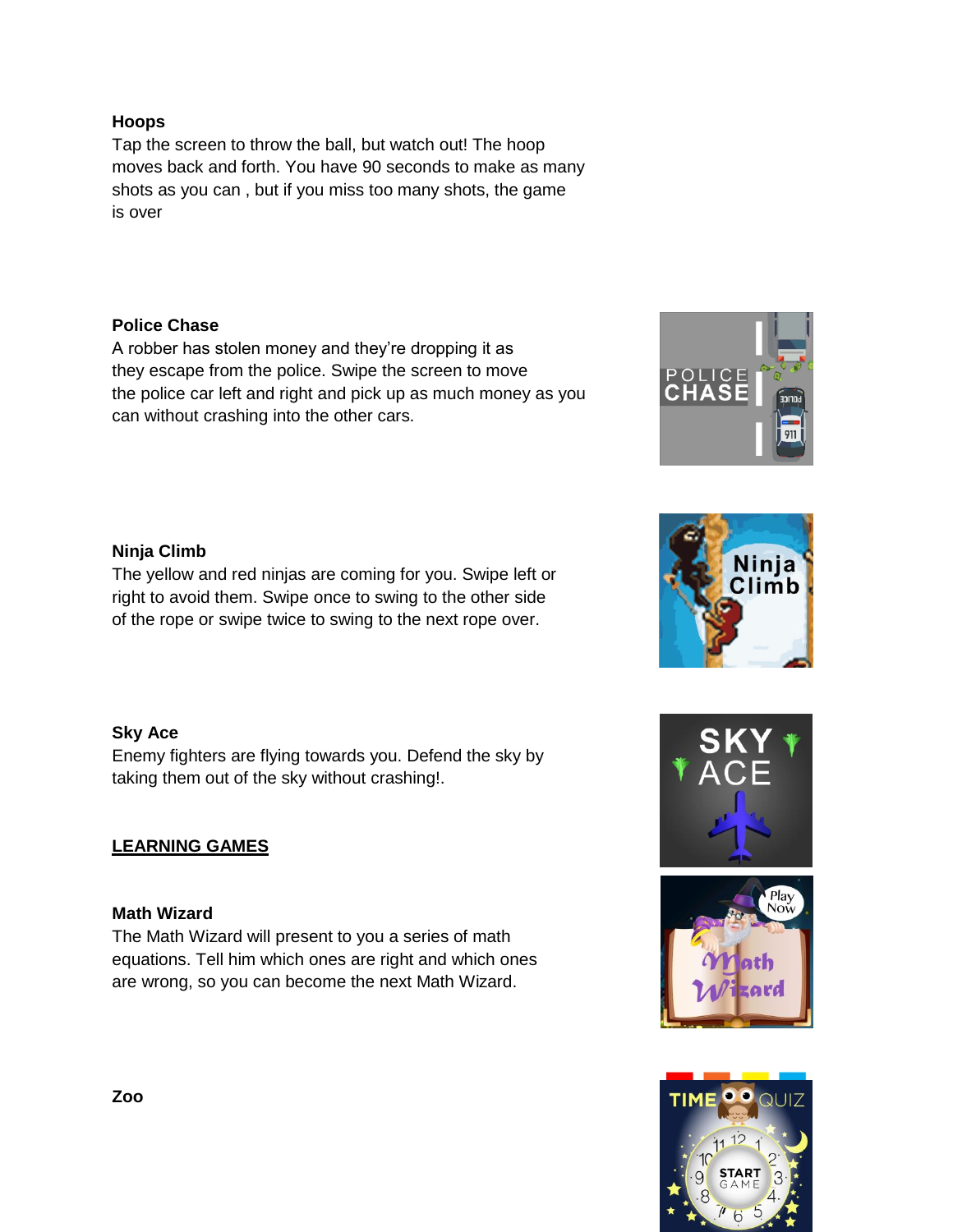**Hoops**

Tap the screen to throw the ball, but watch out! The hoop moves back and forth. You have 90 seconds to make as many shots as you can , but if you miss too many shots, the game is over

**Police Chase**

A robber has stolen money and they're dropping it as they escape from the police. Swipe the screen to move the police car left and right and pick up as much money as you can without crashing into the other cars.

**Ninja Climb**

The yellow and red ninjas are coming for you. Swipe left or right to avoid them. Swipe once to swing to the other side of the rope or swipe twice to swing to the next rope over.

**Sky Ace**

Enemy fighters are flying towards you. Defend the sky by taking them out of the sky without crashing!.

## LEARNING GAMES

**Math Wizard**

The Math Wizard will present to you a series of math equations. Tell him which ones are right and which ones are wrong, so you can become the next Math Wizard.

**Zoo**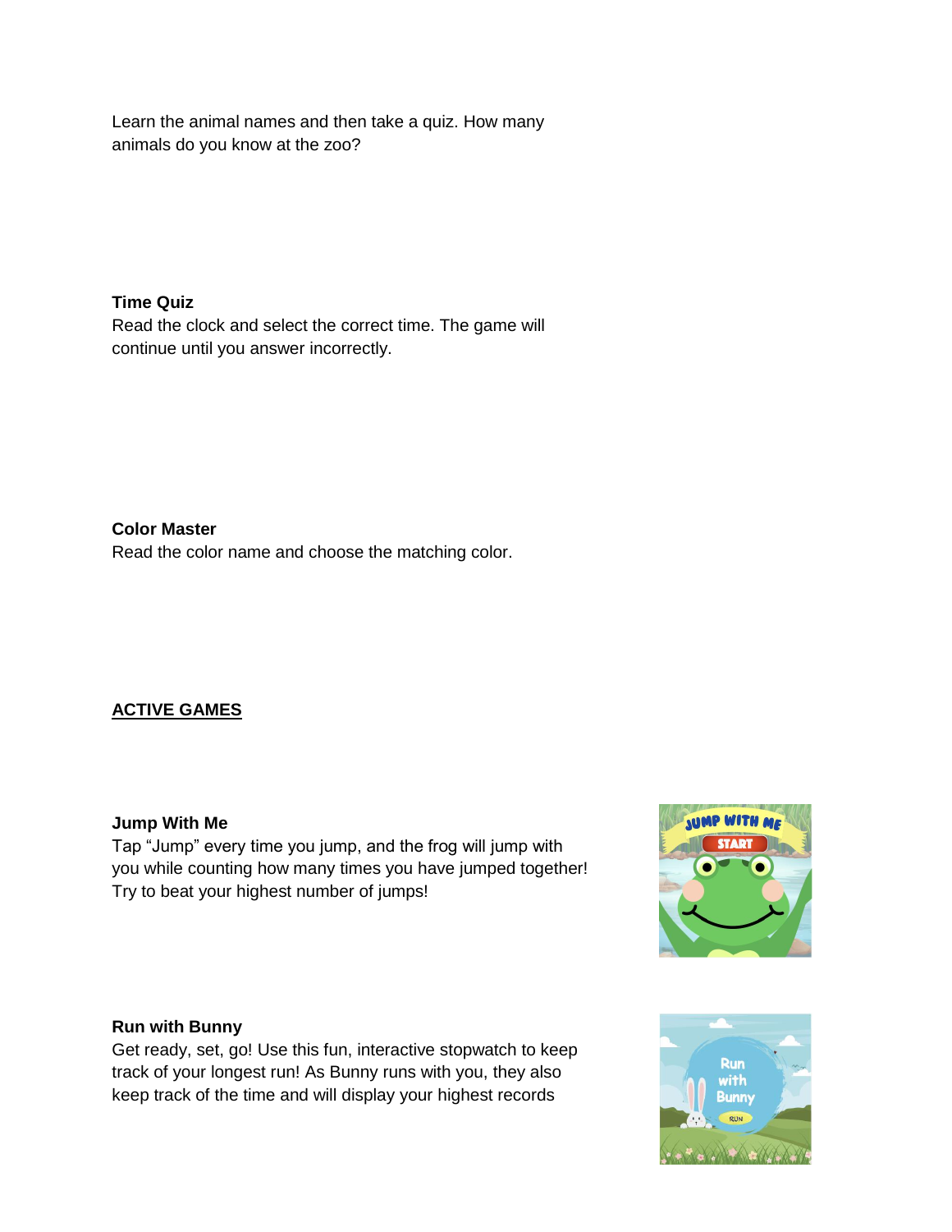Learn the animal names and then take a quiz. How many animals do you know at the zoo?

**Time Quiz**
Read the clock and select the correct time. The game will continue until you answer incorrectly.

**Color Master**
Read the color name and choose the matching color.

<u>**ACTIVE GAMES**</u>

**Jump With Me**
Tap “Jump” every time you jump, and the frog will jump with you while counting how many times you have jumped together! Try to beat your highest number of jumps!

**Run with Bunny**
Get ready, set, go! Use this fun, interactive stopwatch to keep track of your longest run! As Bunny runs with you, they also keep track of the time and will display your highest records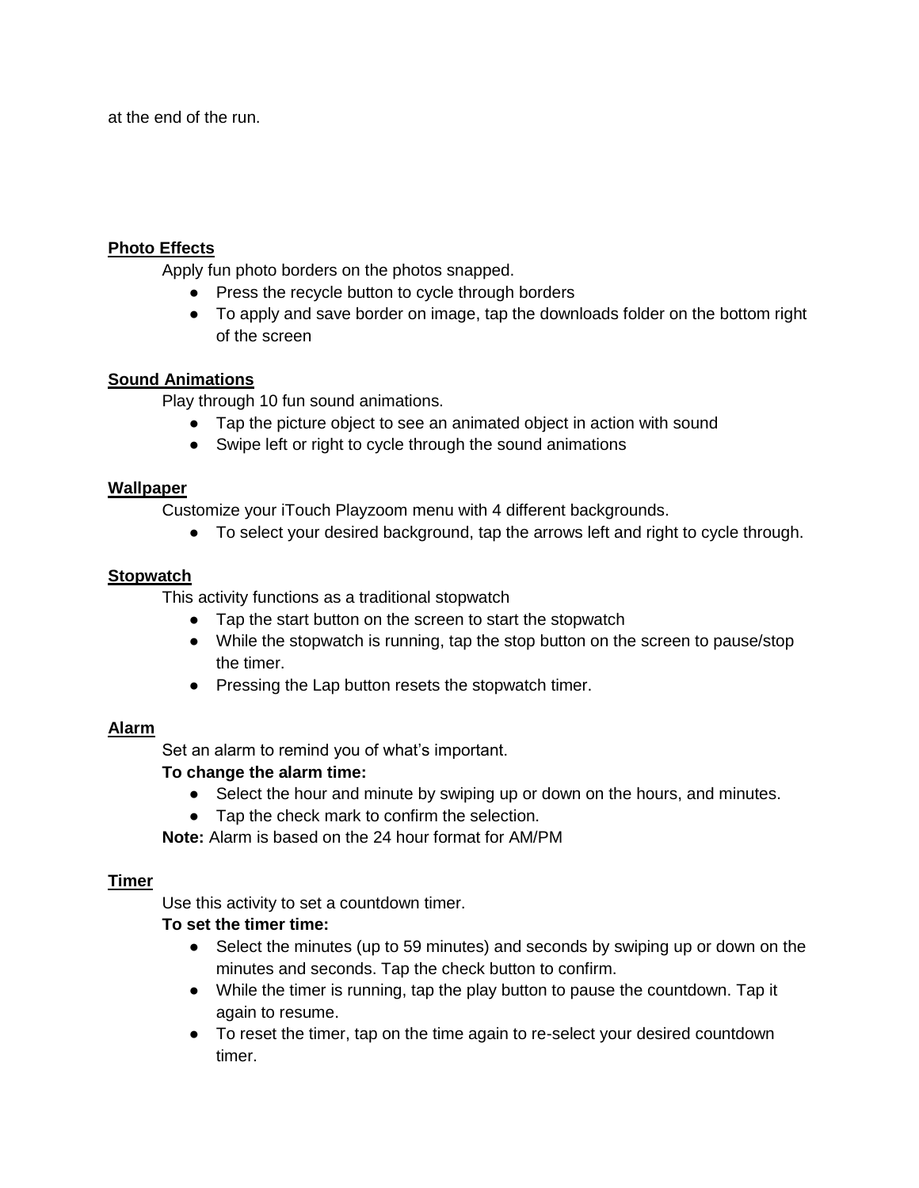at the end of the run.

**Photo Effects**

Apply fun photo borders on the photos snapped.

- Press the recycle button to cycle through borders
- To apply and save border on image, tap the downloads folder on the bottom right of the screen

**Sound Animations**

Play through 10 fun sound animations.

- Tap the picture object to see an animated object in action with sound
- Swipe left or right to cycle through the sound animations

**Wallpaper**

Customize your iTouch Playzoom menu with 4 different backgrounds.

- To select your desired background, tap the arrows left and right to cycle through.

**Stopwatch**

This activity functions as a traditional stopwatch

- Tap the start button on the screen to start the stopwatch
- While the stopwatch is running, tap the stop button on the screen to pause/stop the timer.
- Pressing the Lap button resets the stopwatch timer.

**Alarm**

Set an alarm to remind you of what's important.

**To change the alarm time:**

- Select the hour and minute by swiping up or down on the hours, and minutes.
- Tap the check mark to confirm the selection.

**Note:** Alarm is based on the 24 hour format for AM/PM

**Timer**

Use this activity to set a countdown timer.

**To set the timer time:**

- Select the minutes (up to 59 minutes) and seconds by swiping up or down on the minutes and seconds. Tap the check button to confirm.
- While the timer is running, tap the play button to pause the countdown. Tap it again to resume.
- To reset the timer, tap on the time again to re-select your desired countdown timer.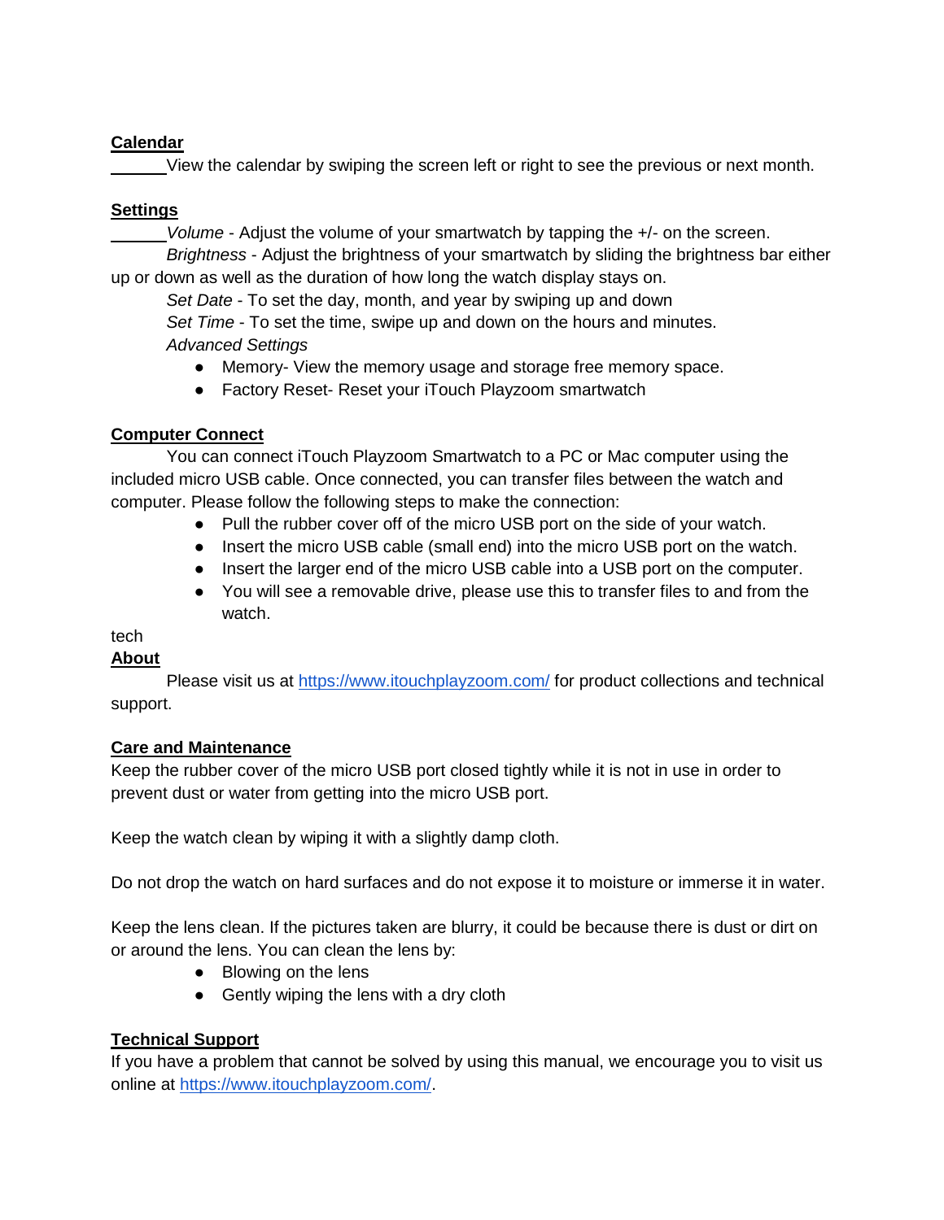## Calendar

View the calendar by swiping the screen left or right to see the previous or next month.

## Settings

*Volume* - Adjust the volume of your smartwatch by tapping the +/- on the screen.

*Brightness* - Adjust the brightness of your smartwatch by sliding the brightness bar either up or down as well as the duration of how long the watch display stays on.

*Set Date* - To set the day, month, and year by swiping up and down

*Set Time* - To set the time, swipe up and down on the hours and minutes.

*Advanced Settings*

- Memory- View the memory usage and storage free memory space.
- Factory Reset- Reset your iTouch Playzoom smartwatch

## Computer Connect

You can connect iTouch Playzoom Smartwatch to a PC or Mac computer using the included micro USB cable. Once connected, you can transfer files between the watch and computer. Please follow the following steps to make the connection:

- Pull the rubber cover off of the micro USB port on the side of your watch.
- Insert the micro USB cable (small end) into the micro USB port on the watch.
- Insert the larger end of the micro USB cable into a USB port on the computer.
- You will see a removable drive, please use this to transfer files to and from the watch.

tech

## About

Please visit us at [https://www.itouchplayzoom.com/](https://www.itouchplayzoom.com/) for product collections and technical support.

## Care and Maintenance

Keep the rubber cover of the micro USB port closed tightly while it is not in use in order to prevent dust or water from getting into the micro USB port.

Keep the watch clean by wiping it with a slightly damp cloth.

Do not drop the watch on hard surfaces and do not expose it to moisture or immerse it in water.

Keep the lens clean. If the pictures taken are blurry, it could be because there is dust or dirt on or around the lens. You can clean the lens by:

- Blowing on the lens
- Gently wiping the lens with a dry cloth

## Technical Support

If you have a problem that cannot be solved by using this manual, we encourage you to visit us online at [https://www.itouchplayzoom.com/](https://www.itouchplayzoom.com/).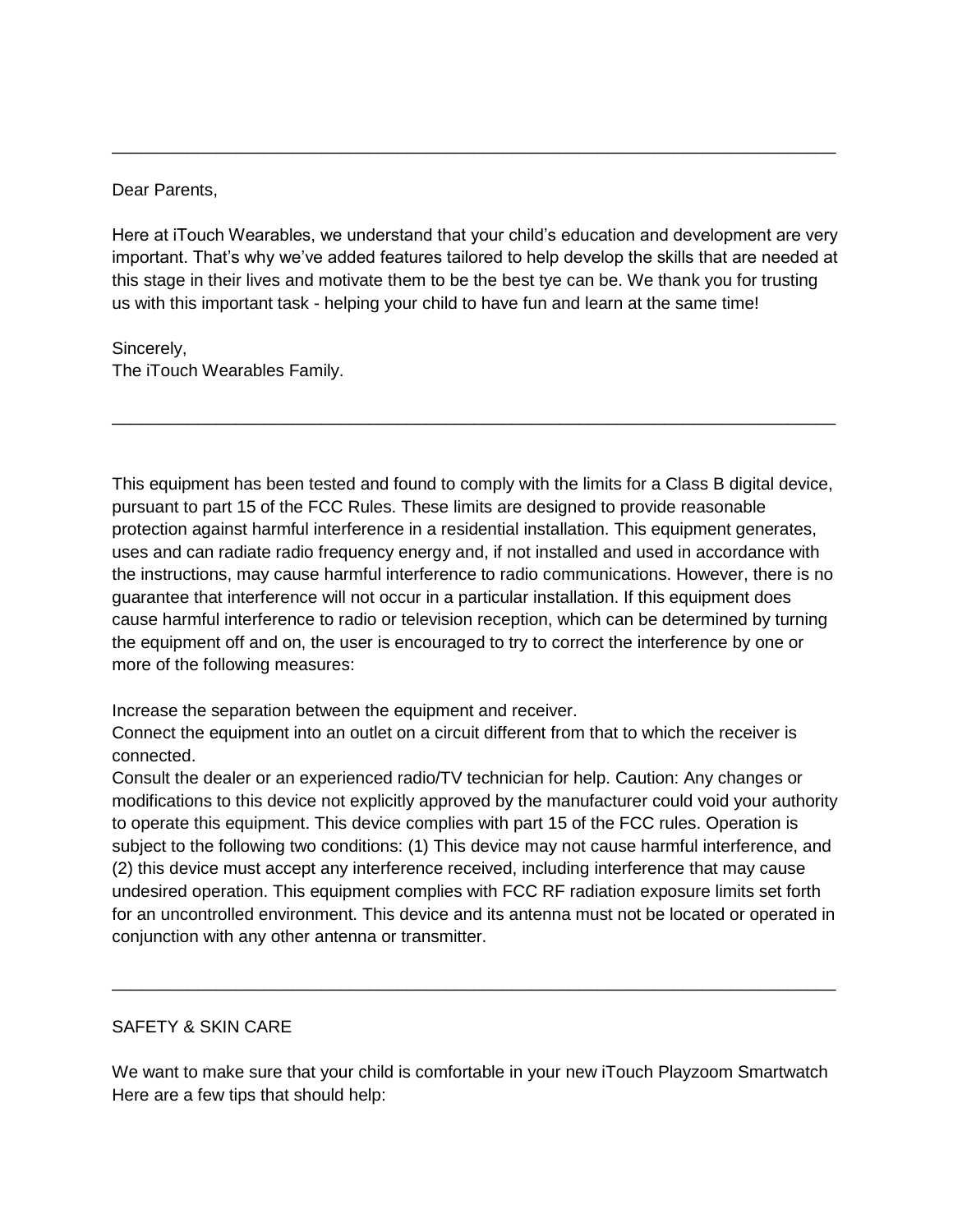---

Dear Parents,

Here at iTouch Wearables, we understand that your child's education and development are very important. That's why we've added features tailored to help develop the skills that are needed at this stage in their lives and motivate them to be the best tye can be. We thank you for trusting us with this important task - helping your child to have fun and learn at the same time!

Sincerely,
The iTouch Wearables Family.

---

This equipment has been tested and found to comply with the limits for a Class B digital device, pursuant to part 15 of the FCC Rules. These limits are designed to provide reasonable protection against harmful interference in a residential installation. This equipment generates, uses and can radiate radio frequency energy and, if not installed and used in accordance with the instructions, may cause harmful interference to radio communications. However, there is no guarantee that interference will not occur in a particular installation. If this equipment does cause harmful interference to radio or television reception, which can be determined by turning the equipment off and on, the user is encouraged to try to correct the interference by one or more of the following measures:

Increase the separation between the equipment and receiver.
Connect the equipment into an outlet on a circuit different from that to which the receiver is connected.
Consult the dealer or an experienced radio/TV technician for help. Caution: Any changes or modifications to this device not explicitly approved by the manufacturer could void your authority to operate this equipment. This device complies with part 15 of the FCC rules. Operation is subject to the following two conditions: (1) This device may not cause harmful interference, and (2) this device must accept any interference received, including interference that may cause undesired operation. This equipment complies with FCC RF radiation exposure limits set forth for an uncontrolled environment. This device and its antenna must not be located or operated in conjunction with any other antenna or transmitter.

---

SAFETY & SKIN CARE

We want to make sure that your child is comfortable in your new iTouch Playzoom Smartwatch Here are a few tips that should help: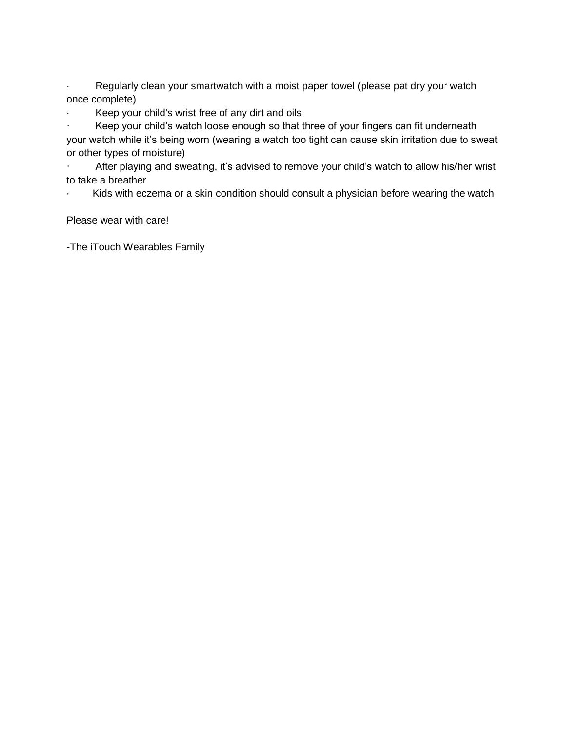- Regularly clean your smartwatch with a moist paper towel (please pat dry your watch once complete)
- Keep your child's wrist free of any dirt and oils
- Keep your child's watch loose enough so that three of your fingers can fit underneath your watch while it's being worn (wearing a watch too tight can cause skin irritation due to sweat or other types of moisture)
- After playing and sweating, it's advised to remove your child's watch to allow his/her wrist to take a breather
- Kids with eczema or a skin condition should consult a physician before wearing the watch

Please wear with care!

-The iTouch Wearables Family